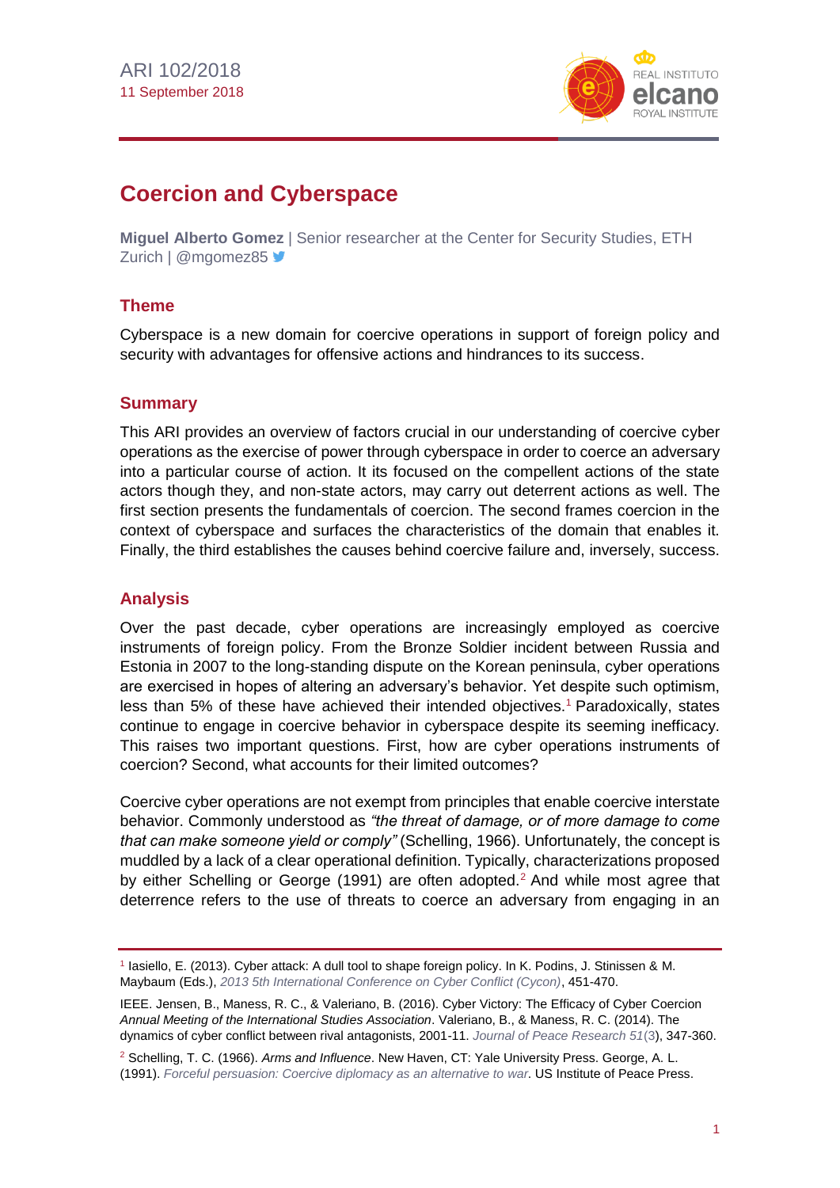ARI 102/2018
11 September 2018

# Coercion and Cyberspace

**Miguel Alberto Gomez** | Senior researcher at the Center for Security Studies, ETH Zurich | @mgomez85

## Theme

Cyberspace is a new domain for coercive operations in support of foreign policy and security with advantages for offensive actions and hindrances to its success.

## Summary

This ARI provides an overview of factors crucial in our understanding of coercive cyber operations as the exercise of power through cyberspace in order to coerce an adversary into a particular course of action. It its focused on the compellent actions of the state actors though they, and non-state actors, may carry out deterrent actions as well. The first section presents the fundamentals of coercion. The second frames coercion in the context of cyberspace and surfaces the characteristics of the domain that enables it. Finally, the third establishes the causes behind coercive failure and, inversely, success.

## Analysis

Over the past decade, cyber operations are increasingly employed as coercive instruments of foreign policy. From the Bronze Soldier incident between Russia and Estonia in 2007 to the long-standing dispute on the Korean peninsula, cyber operations are exercised in hopes of altering an adversary's behavior. Yet despite such optimism, less than 5% of these have achieved their intended objectives.[1] Paradoxically, states continue to engage in coercive behavior in cyberspace despite its seeming inefficacy. This raises two important questions. First, how are cyber operations instruments of coercion? Second, what accounts for their limited outcomes?

Coercive cyber operations are not exempt from principles that enable coercive interstate behavior. Commonly understood as *"the threat of damage, or of more damage to come that can make someone yield or comply"* (Schelling, 1966). Unfortunately, the concept is muddled by a lack of a clear operational definition. Typically, characterizations proposed by either Schelling or George (1991) are often adopted.[2] And while most agree that deterrence refers to the use of threats to coerce an adversary from engaging in an

---

[1] Iasiello, E. (2013). Cyber attack: A dull tool to shape foreign policy. In K. Podins, J. Stinissen & M. Maybaum (Eds.), *2013 5th International Conference on Cyber Conflict (Cycon)*, 451-470.

IEEE. Jensen, B., Maness, R. C., & Valeriano, B. (2016). Cyber Victory: The Efficacy of Cyber Coercion *Annual Meeting of the International Studies Association*. Valeriano, B., & Maness, R. C. (2014). The dynamics of cyber conflict between rival antagonists, 2001-11. *Journal of Peace Research 51*(3), 347-360.

[2] Schelling, T. C. (1966). *Arms and Influence*. New Haven, CT: Yale University Press. George, A. L. (1991). *Forceful persuasion: Coercive diplomacy as an alternative to war*. US Institute of Peace Press.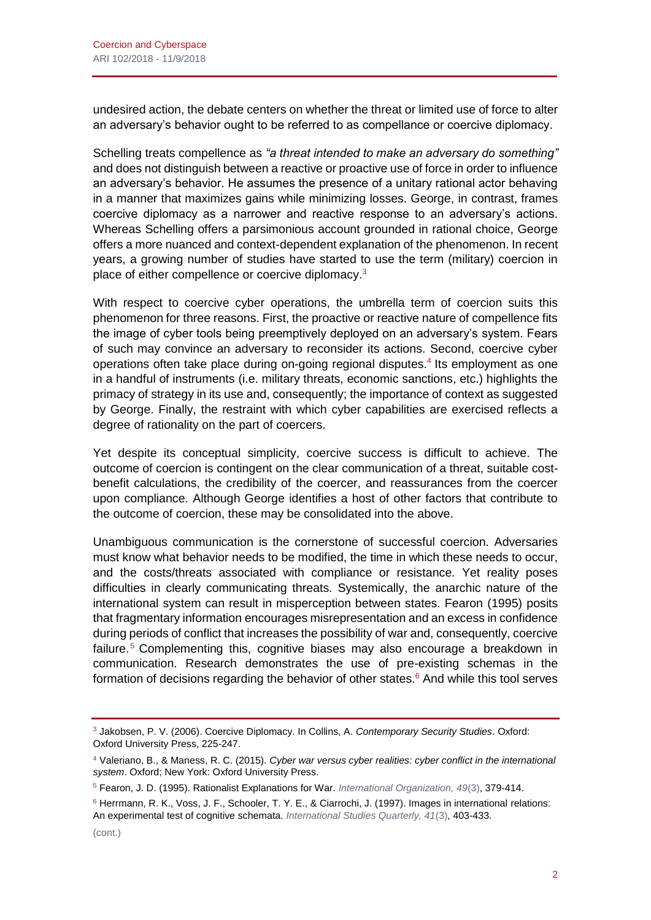undesired action, the debate centers on whether the threat or limited use of force to alter an adversary's behavior ought to be referred to as compellance or coercive diplomacy.

Schelling treats compellence as *"a threat intended to make an adversary do something"* and does not distinguish between a reactive or proactive use of force in order to influence an adversary's behavior. He assumes the presence of a unitary rational actor behaving in a manner that maximizes gains while minimizing losses. George, in contrast, frames coercive diplomacy as a narrower and reactive response to an adversary's actions. Whereas Schelling offers a parsimonious account grounded in rational choice, George offers a more nuanced and context-dependent explanation of the phenomenon. In recent years, a growing number of studies have started to use the term (military) coercion in place of either compellence or coercive diplomacy.[3]

With respect to coercive cyber operations, the umbrella term of coercion suits this phenomenon for three reasons. First, the proactive or reactive nature of compellence fits the image of cyber tools being preemptively deployed on an adversary's system. Fears of such may convince an adversary to reconsider its actions. Second, coercive cyber operations often take place during on-going regional disputes.[4] Its employment as one in a handful of instruments (i.e. military threats, economic sanctions, etc.) highlights the primacy of strategy in its use and, consequently; the importance of context as suggested by George. Finally, the restraint with which cyber capabilities are exercised reflects a degree of rationality on the part of coercers.

Yet despite its conceptual simplicity, coercive success is difficult to achieve. The outcome of coercion is contingent on the clear communication of a threat, suitable cost-benefit calculations, the credibility of the coercer, and reassurances from the coercer upon compliance. Although George identifies a host of other factors that contribute to the outcome of coercion, these may be consolidated into the above.

Unambiguous communication is the cornerstone of successful coercion. Adversaries must know what behavior needs to be modified, the time in which these needs to occur, and the costs/threats associated with compliance or resistance. Yet reality poses difficulties in clearly communicating threats. Systemically, the anarchic nature of the international system can result in misperception between states. Fearon (1995) posits that fragmentary information encourages misrepresentation and an excess in confidence during periods of conflict that increases the possibility of war and, consequently, coercive failure.[5] Complementing this, cognitive biases may also encourage a breakdown in communication. Research demonstrates the use of pre-existing schemas in the formation of decisions regarding the behavior of other states.[6] And while this tool serves

---

[3] Jakobsen, P. V. (2006). Coercive Diplomacy. In Collins, A. *Contemporary Security Studies*. Oxford: Oxford University Press, 225-247.

[4] Valeriano, B., & Maness, R. C. (2015). *Cyber war versus cyber realities: cyber conflict in the international system*. Oxford; New York: Oxford University Press.

[5] Fearon, J. D. (1995). Rationalist Explanations for War. *International Organization, 49*(3), 379-414.

[6] Herrmann, R. K., Voss, J. F., Schooler, T. Y. E., & Ciarrochi, J. (1997). Images in international relations: An experimental test of cognitive schemata. *International Studies Quarterly, 41*(3), 403-433.

(cont.)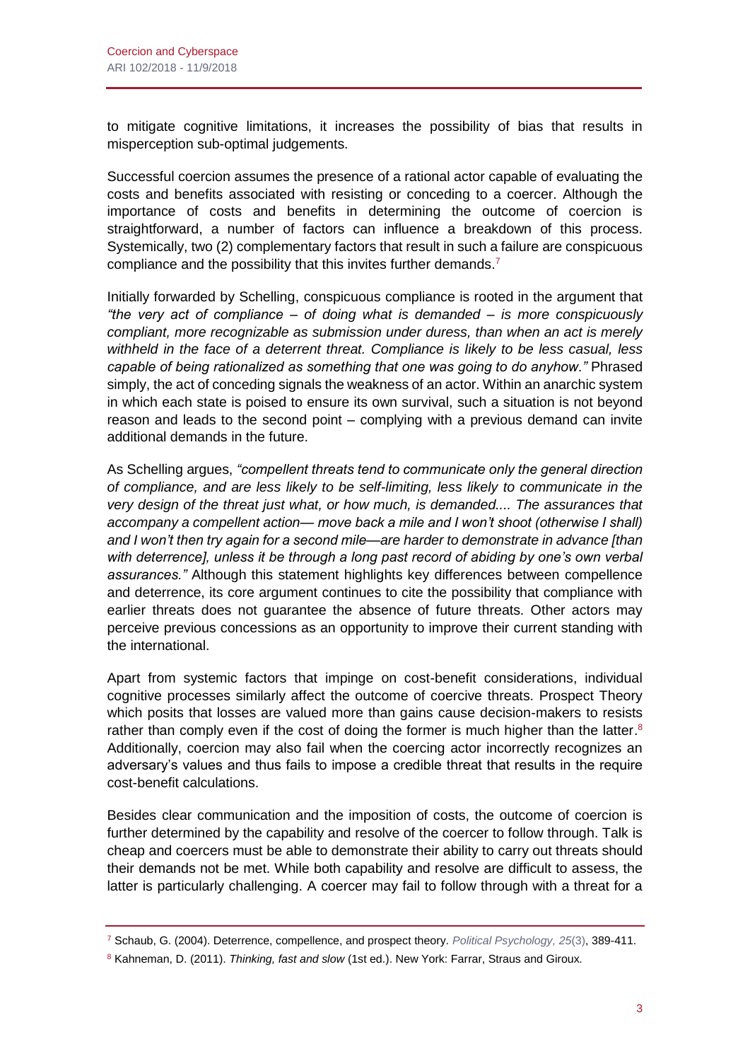to mitigate cognitive limitations, it increases the possibility of bias that results in misperception sub-optimal judgements.

Successful coercion assumes the presence of a rational actor capable of evaluating the costs and benefits associated with resisting or conceding to a coercer. Although the importance of costs and benefits in determining the outcome of coercion is straightforward, a number of factors can influence a breakdown of this process. Systemically, two (2) complementary factors that result in such a failure are conspicuous compliance and the possibility that this invites further demands.[7]

Initially forwarded by Schelling, conspicuous compliance is rooted in the argument that *"the very act of compliance – of doing what is demanded – is more conspicuously compliant, more recognizable as submission under duress, than when an act is merely withheld in the face of a deterrent threat. Compliance is likely to be less casual, less capable of being rationalized as something that one was going to do anyhow."* Phrased simply, the act of conceding signals the weakness of an actor. Within an anarchic system in which each state is poised to ensure its own survival, such a situation is not beyond reason and leads to the second point – complying with a previous demand can invite additional demands in the future.

As Schelling argues, *"compellent threats tend to communicate only the general direction of compliance, and are less likely to be self-limiting, less likely to communicate in the very design of the threat just what, or how much, is demanded.... The assurances that accompany a compellent action— move back a mile and I won't shoot (otherwise I shall) and I won't then try again for a second mile—are harder to demonstrate in advance [than with deterrence], unless it be through a long past record of abiding by one's own verbal assurances."* Although this statement highlights key differences between compellence and deterrence, its core argument continues to cite the possibility that compliance with earlier threats does not guarantee the absence of future threats. Other actors may perceive previous concessions as an opportunity to improve their current standing with the international.

Apart from systemic factors that impinge on cost-benefit considerations, individual cognitive processes similarly affect the outcome of coercive threats. Prospect Theory which posits that losses are valued more than gains cause decision-makers to resists rather than comply even if the cost of doing the former is much higher than the latter.[8] Additionally, coercion may also fail when the coercing actor incorrectly recognizes an adversary's values and thus fails to impose a credible threat that results in the require cost-benefit calculations.

Besides clear communication and the imposition of costs, the outcome of coercion is further determined by the capability and resolve of the coercer to follow through. Talk is cheap and coercers must be able to demonstrate their ability to carry out threats should their demands not be met. While both capability and resolve are difficult to assess, the latter is particularly challenging. A coercer may fail to follow through with a threat for a

---

[7] Schaub, G. (2004). Deterrence, compellence, and prospect theory. *Political Psychology, 25*(3), 389-411.

[8] Kahneman, D. (2011). *Thinking, fast and slow* (1st ed.). New York: Farrar, Straus and Giroux.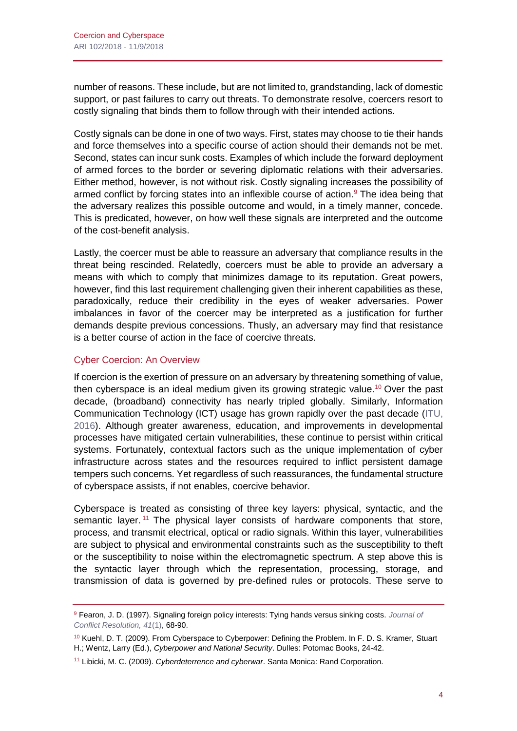number of reasons. These include, but are not limited to, grandstanding, lack of domestic support, or past failures to carry out threats. To demonstrate resolve, coercers resort to costly signaling that binds them to follow through with their intended actions.

Costly signals can be done in one of two ways. First, states may choose to tie their hands and force themselves into a specific course of action should their demands not be met. Second, states can incur sunk costs. Examples of which include the forward deployment of armed forces to the border or severing diplomatic relations with their adversaries. Either method, however, is not without risk. Costly signaling increases the possibility of armed conflict by forcing states into an inflexible course of action.[9] The idea being that the adversary realizes this possible outcome and would, in a timely manner, concede. This is predicated, however, on how well these signals are interpreted and the outcome of the cost-benefit analysis.

Lastly, the coercer must be able to reassure an adversary that compliance results in the threat being rescinded. Relatedly, coercers must be able to provide an adversary a means with which to comply that minimizes damage to its reputation. Great powers, however, find this last requirement challenging given their inherent capabilities as these, paradoxically, reduce their credibility in the eyes of weaker adversaries. Power imbalances in favor of the coercer may be interpreted as a justification for further demands despite previous concessions. Thusly, an adversary may find that resistance is a better course of action in the face of coercive threats.

## Cyber Coercion: An Overview

If coercion is the exertion of pressure on an adversary by threatening something of value, then cyberspace is an ideal medium given its growing strategic value.[10] Over the past decade, (broadband) connectivity has nearly tripled globally. Similarly, Information Communication Technology (ICT) usage has grown rapidly over the past decade (ITU, 2016). Although greater awareness, education, and improvements in developmental processes have mitigated certain vulnerabilities, these continue to persist within critical systems. Fortunately, contextual factors such as the unique implementation of cyber infrastructure across states and the resources required to inflict persistent damage tempers such concerns. Yet regardless of such reassurances, the fundamental structure of cyberspace assists, if not enables, coercive behavior.

Cyberspace is treated as consisting of three key layers: physical, syntactic, and the semantic layer.[11] The physical layer consists of hardware components that store, process, and transmit electrical, optical or radio signals. Within this layer, vulnerabilities are subject to physical and environmental constraints such as the susceptibility to theft or the susceptibility to noise within the electromagnetic spectrum. A step above this is the syntactic layer through which the representation, processing, storage, and transmission of data is governed by pre-defined rules or protocols. These serve to

---

[9] Fearon, J. D. (1997). Signaling foreign policy interests: Tying hands versus sinking costs. *Journal of Conflict Resolution, 41*(1), 68-90.

[10] Kuehl, D. T. (2009). From Cyberspace to Cyberpower: Defining the Problem. In F. D. S. Kramer, Stuart H.; Wentz, Larry (Ed.), *Cyberpower and National Security*. Dulles: Potomac Books, 24-42.

[11] Libicki, M. C. (2009). *Cyberdeterrence and cyberwar*. Santa Monica: Rand Corporation.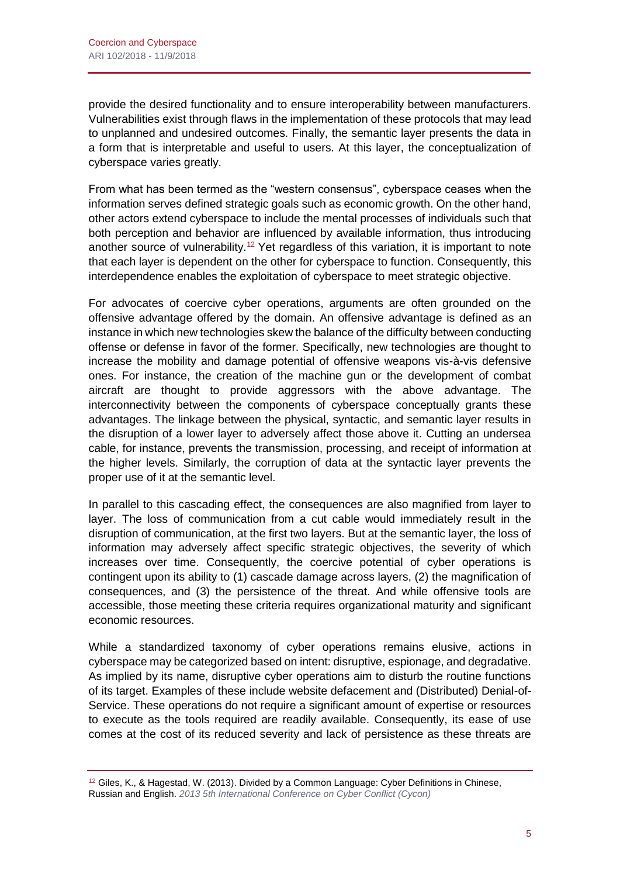provide the desired functionality and to ensure interoperability between manufacturers. Vulnerabilities exist through flaws in the implementation of these protocols that may lead to unplanned and undesired outcomes. Finally, the semantic layer presents the data in a form that is interpretable and useful to users. At this layer, the conceptualization of cyberspace varies greatly.

From what has been termed as the "western consensus", cyberspace ceases when the information serves defined strategic goals such as economic growth. On the other hand, other actors extend cyberspace to include the mental processes of individuals such that both perception and behavior are influenced by available information, thus introducing another source of vulnerability.[12] Yet regardless of this variation, it is important to note that each layer is dependent on the other for cyberspace to function. Consequently, this interdependence enables the exploitation of cyberspace to meet strategic objective.

For advocates of coercive cyber operations, arguments are often grounded on the offensive advantage offered by the domain. An offensive advantage is defined as an instance in which new technologies skew the balance of the difficulty between conducting offense or defense in favor of the former. Specifically, new technologies are thought to increase the mobility and damage potential of offensive weapons vis-à-vis defensive ones. For instance, the creation of the machine gun or the development of combat aircraft are thought to provide aggressors with the above advantage. The interconnectivity between the components of cyberspace conceptually grants these advantages. The linkage between the physical, syntactic, and semantic layer results in the disruption of a lower layer to adversely affect those above it. Cutting an undersea cable, for instance, prevents the transmission, processing, and receipt of information at the higher levels. Similarly, the corruption of data at the syntactic layer prevents the proper use of it at the semantic level.

In parallel to this cascading effect, the consequences are also magnified from layer to layer. The loss of communication from a cut cable would immediately result in the disruption of communication, at the first two layers. But at the semantic layer, the loss of information may adversely affect specific strategic objectives, the severity of which increases over time. Consequently, the coercive potential of cyber operations is contingent upon its ability to (1) cascade damage across layers, (2) the magnification of consequences, and (3) the persistence of the threat. And while offensive tools are accessible, those meeting these criteria requires organizational maturity and significant economic resources.

While a standardized taxonomy of cyber operations remains elusive, actions in cyberspace may be categorized based on intent: disruptive, espionage, and degradative. As implied by its name, disruptive cyber operations aim to disturb the routine functions of its target. Examples of these include website defacement and (Distributed) Denial-of-Service. These operations do not require a significant amount of expertise or resources to execute as the tools required are readily available. Consequently, its ease of use comes at the cost of its reduced severity and lack of persistence as these threats are

---

[12] Giles, K., & Hagestad, W. (2013). Divided by a Common Language: Cyber Definitions in Chinese, Russian and English. *2013 5th International Conference on Cyber Conflict (Cycon)*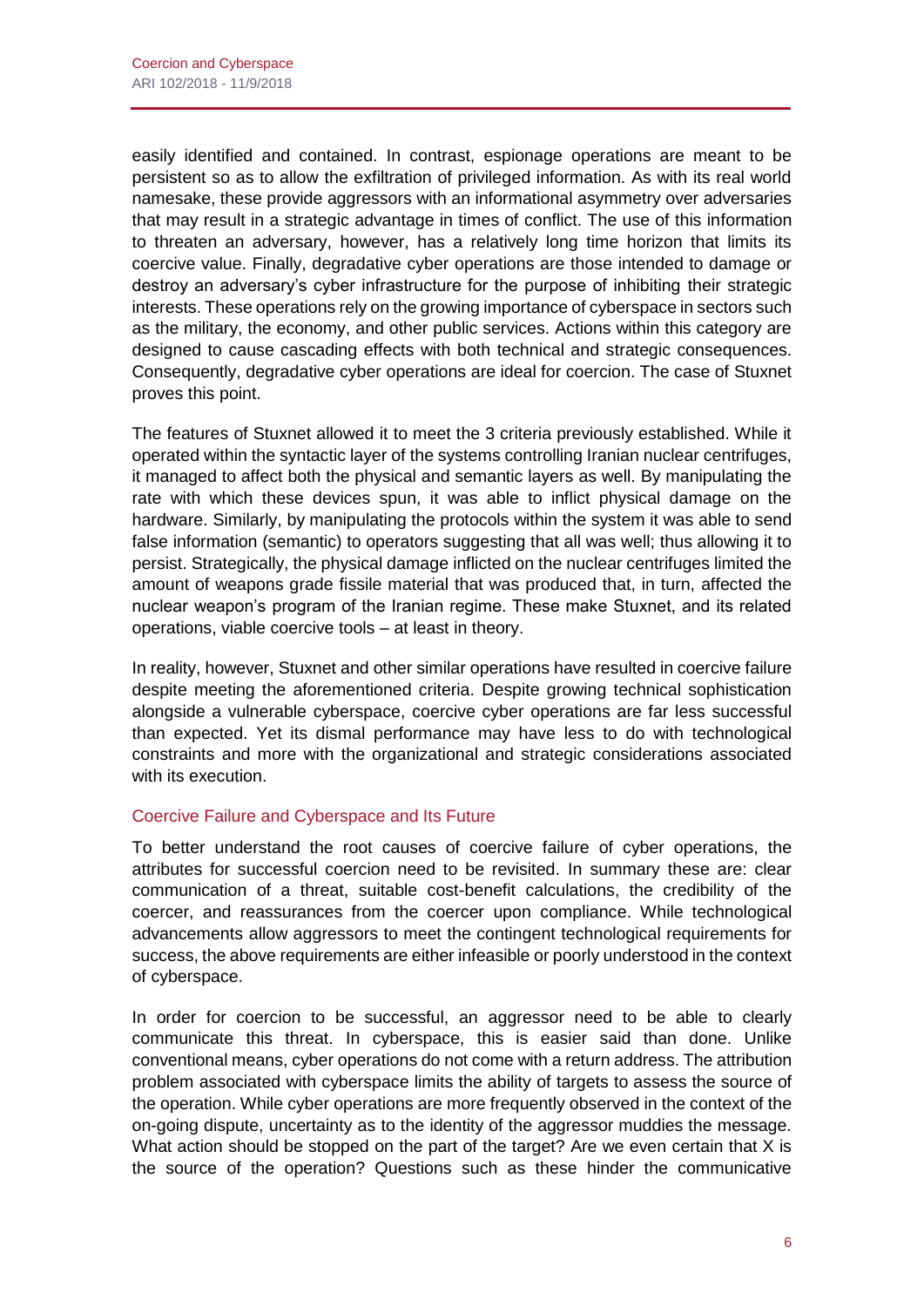easily identified and contained. In contrast, espionage operations are meant to be persistent so as to allow the exfiltration of privileged information. As with its real world namesake, these provide aggressors with an informational asymmetry over adversaries that may result in a strategic advantage in times of conflict. The use of this information to threaten an adversary, however, has a relatively long time horizon that limits its coercive value. Finally, degradative cyber operations are those intended to damage or destroy an adversary's cyber infrastructure for the purpose of inhibiting their strategic interests. These operations rely on the growing importance of cyberspace in sectors such as the military, the economy, and other public services. Actions within this category are designed to cause cascading effects with both technical and strategic consequences. Consequently, degradative cyber operations are ideal for coercion. The case of Stuxnet proves this point.

The features of Stuxnet allowed it to meet the 3 criteria previously established. While it operated within the syntactic layer of the systems controlling Iranian nuclear centrifuges, it managed to affect both the physical and semantic layers as well. By manipulating the rate with which these devices spun, it was able to inflict physical damage on the hardware. Similarly, by manipulating the protocols within the system it was able to send false information (semantic) to operators suggesting that all was well; thus allowing it to persist. Strategically, the physical damage inflicted on the nuclear centrifuges limited the amount of weapons grade fissile material that was produced that, in turn, affected the nuclear weapon's program of the Iranian regime. These make Stuxnet, and its related operations, viable coercive tools – at least in theory.

In reality, however, Stuxnet and other similar operations have resulted in coercive failure despite meeting the aforementioned criteria. Despite growing technical sophistication alongside a vulnerable cyberspace, coercive cyber operations are far less successful than expected. Yet its dismal performance may have less to do with technological constraints and more with the organizational and strategic considerations associated with its execution.

## Coercive Failure and Cyberspace and Its Future

To better understand the root causes of coercive failure of cyber operations, the attributes for successful coercion need to be revisited. In summary these are: clear communication of a threat, suitable cost-benefit calculations, the credibility of the coercer, and reassurances from the coercer upon compliance. While technological advancements allow aggressors to meet the contingent technological requirements for success, the above requirements are either infeasible or poorly understood in the context of cyberspace.

In order for coercion to be successful, an aggressor need to be able to clearly communicate this threat. In cyberspace, this is easier said than done. Unlike conventional means, cyber operations do not come with a return address. The attribution problem associated with cyberspace limits the ability of targets to assess the source of the operation. While cyber operations are more frequently observed in the context of the on-going dispute, uncertainty as to the identity of the aggressor muddies the message. What action should be stopped on the part of the target? Are we even certain that X is the source of the operation? Questions such as these hinder the communicative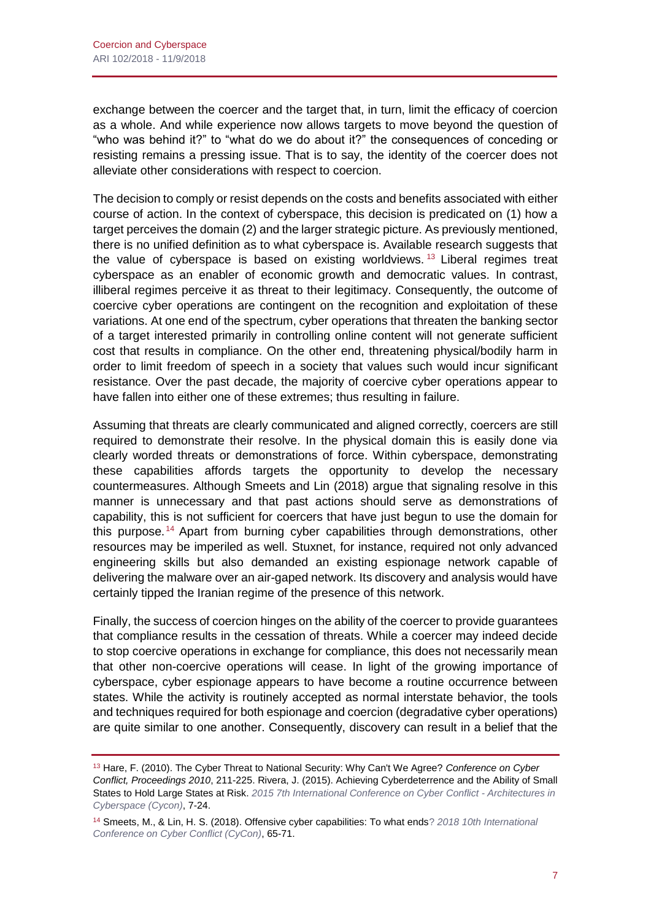exchange between the coercer and the target that, in turn, limit the efficacy of coercion as a whole. And while experience now allows targets to move beyond the question of "who was behind it?" to "what do we do about it?" the consequences of conceding or resisting remains a pressing issue. That is to say, the identity of the coercer does not alleviate other considerations with respect to coercion.

The decision to comply or resist depends on the costs and benefits associated with either course of action. In the context of cyberspace, this decision is predicated on (1) how a target perceives the domain (2) and the larger strategic picture. As previously mentioned, there is no unified definition as to what cyberspace is. Available research suggests that the value of cyberspace is based on existing worldviews.[13] Liberal regimes treat cyberspace as an enabler of economic growth and democratic values. In contrast, illiberal regimes perceive it as threat to their legitimacy. Consequently, the outcome of coercive cyber operations are contingent on the recognition and exploitation of these variations. At one end of the spectrum, cyber operations that threaten the banking sector of a target interested primarily in controlling online content will not generate sufficient cost that results in compliance. On the other end, threatening physical/bodily harm in order to limit freedom of speech in a society that values such would incur significant resistance. Over the past decade, the majority of coercive cyber operations appear to have fallen into either one of these extremes; thus resulting in failure.

Assuming that threats are clearly communicated and aligned correctly, coercers are still required to demonstrate their resolve. In the physical domain this is easily done via clearly worded threats or demonstrations of force. Within cyberspace, demonstrating these capabilities affords targets the opportunity to develop the necessary countermeasures. Although Smeets and Lin (2018) argue that signaling resolve in this manner is unnecessary and that past actions should serve as demonstrations of capability, this is not sufficient for coercers that have just begun to use the domain for this purpose.[14] Apart from burning cyber capabilities through demonstrations, other resources may be imperiled as well. Stuxnet, for instance, required not only advanced engineering skills but also demanded an existing espionage network capable of delivering the malware over an air-gaped network. Its discovery and analysis would have certainly tipped the Iranian regime of the presence of this network.

Finally, the success of coercion hinges on the ability of the coercer to provide guarantees that compliance results in the cessation of threats. While a coercer may indeed decide to stop coercive operations in exchange for compliance, this does not necessarily mean that other non-coercive operations will cease. In light of the growing importance of cyberspace, cyber espionage appears to have become a routine occurrence between states. While the activity is routinely accepted as normal interstate behavior, the tools and techniques required for both espionage and coercion (degradative cyber operations) are quite similar to one another. Consequently, discovery can result in a belief that the

[13] Hare, F. (2010). The Cyber Threat to National Security: Why Can't We Agree? *Conference on Cyber Conflict, Proceedings 2010*, 211-225. Rivera, J. (2015). Achieving Cyberdeterrence and the Ability of Small States to Hold Large States at Risk. *2015 7th International Conference on Cyber Conflict - Architectures in Cyberspace (Cycon)*, 7-24.

[14] Smeets, M., & Lin, H. S. (2018). Offensive cyber capabilities: To what ends? *2018 10th International Conference on Cyber Conflict (CyCon)*, 65-71.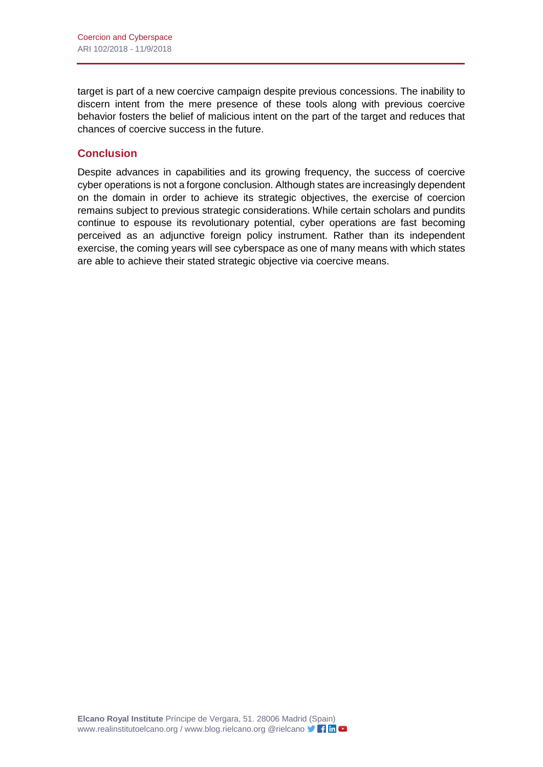target is part of a new coercive campaign despite previous concessions. The inability to discern intent from the mere presence of these tools along with previous coercive behavior fosters the belief of malicious intent on the part of the target and reduces that chances of coercive success in the future.

## Conclusion

Despite advances in capabilities and its growing frequency, the success of coercive cyber operations is not a forgone conclusion. Although states are increasingly dependent on the domain in order to achieve its strategic objectives, the exercise of coercion remains subject to previous strategic considerations. While certain scholars and pundits continue to espouse its revolutionary potential, cyber operations are fast becoming perceived as an adjunctive foreign policy instrument. Rather than its independent exercise, the coming years will see cyberspace as one of many means with which states are able to achieve their stated strategic objective via coercive means.